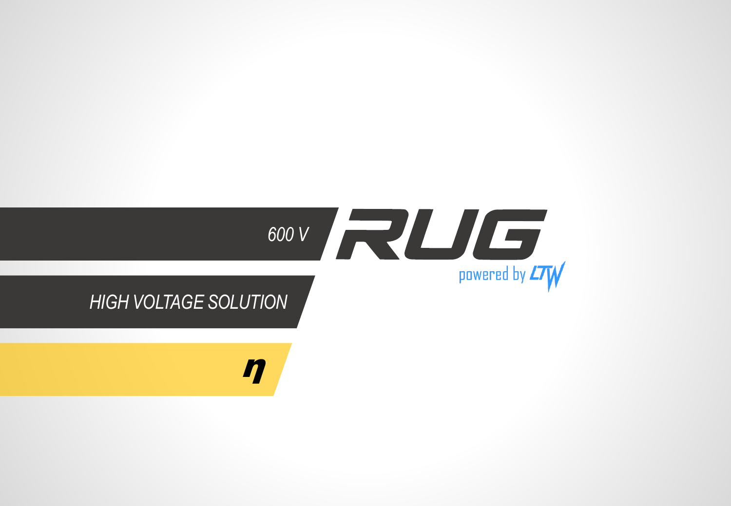600 V

# RUG

powered by LTW

HIGH VOLTAGE SOLUTION

η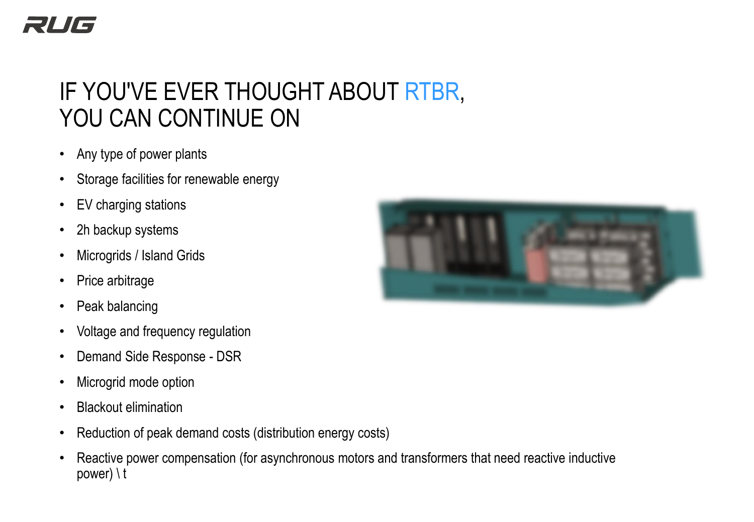# IF YOU'VE EVER THOUGHT ABOUT RTBR, YOU CAN CONTINUE ON

- Any type of power plants
- Storage facilities for renewable energy
- EV charging stations
- 2h backup systems
- Microgrids / Island Grids
- Price arbitrage
- Peak balancing
- Voltage and frequency regulation
- Demand Side Response - DSR
- Microgrid mode option
- Blackout elimination
- Reduction of peak demand costs (distribution energy costs)
- Reactive power compensation (for asynchronous motors and transformers that need reactive inductive power) \ t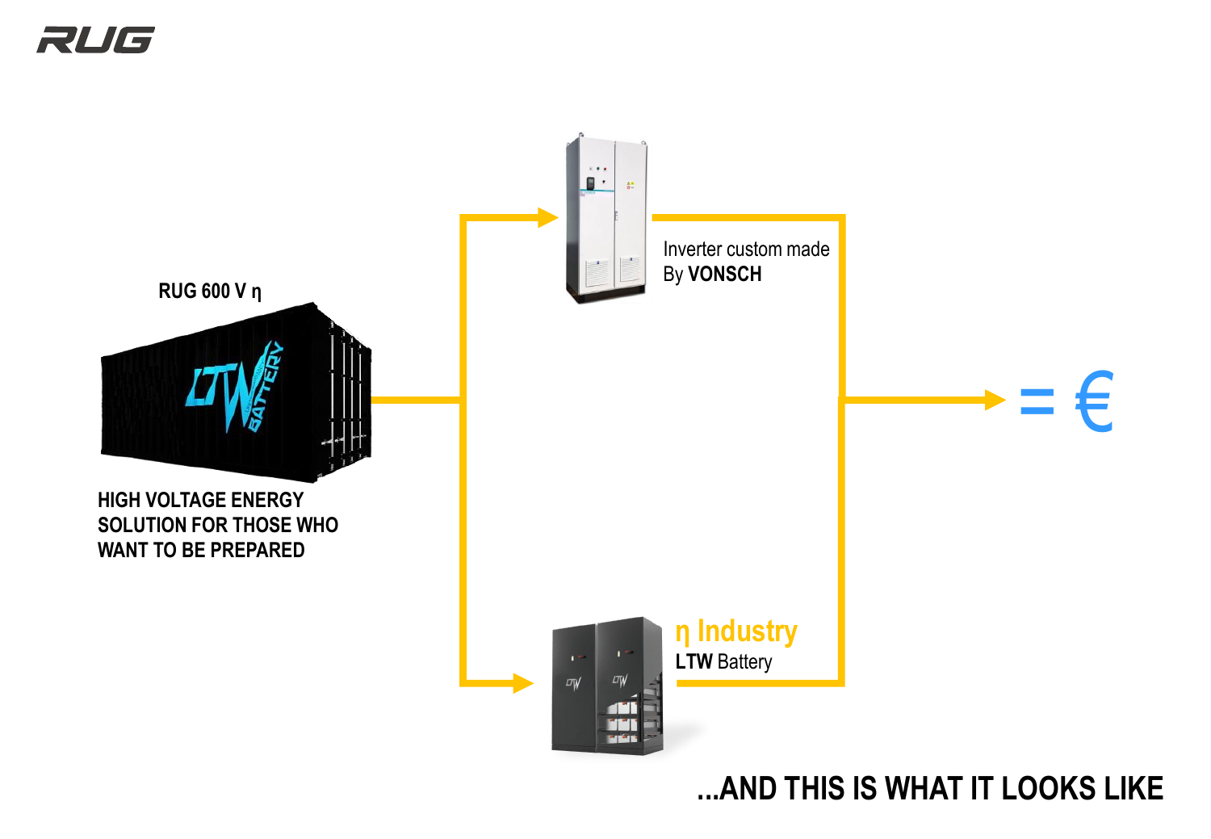RUG 600 V η

HIGH VOLTAGE ENERGY SOLUTION FOR THOSE WHO WANT TO BE PREPARED

Inverter custom made By **VONSCH**

= €

η Industry
LTW Battery

**...AND THIS IS WHAT IT LOOKS LIKE**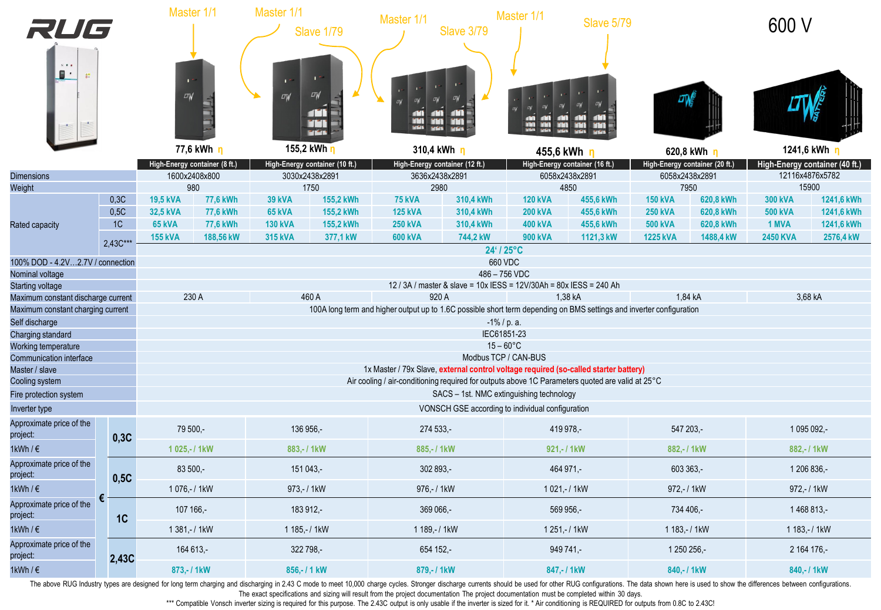# RUG

600 V

| | Master 1/1 | | Master 1/1, Slave 1/79 | | Master 1/1, Slave 3/79 | | Master 1/1, Slave 5/79 | | | | | |
|---|---|---|---|---|---|---|---|---|---|---|---|---|
| | 77,6 kWh η | | 155,2 kWh η | | 310,4 kWh η | | 455,6 kWh η | | 620,8 kWh η | | 1241,6 kWh η | |
| | High-Energy container (8 ft.) | | High-Energy container (10 ft.) | | High-Energy container (12 ft.) | | High-Energy container (16 ft.) | | High-Energy container (20 ft.) | | High-Energy container (40 ft.) | |
| Dimensions | 1600x2408x800 | | 3030x2438x2891 | | 3636x2438x2891 | | 6058x2438x2891 | | 6058x2438x2891 | | 12116x4876x5782 | |
| Weight | 980 | | 1750 | | 2980 | | 4850 | | 7950 | | 15900 | |
| Rated capacity 0,3C | 19,5 kVA | 77,6 kWh | 39 kVA | 155,2 kWh | 75 kVA | 310,4 kWh | 120 kVA | 455,6 kWh | 150 kVA | 620,8 kWh | 300 kVA | 1241,6 kWh |
| Rated capacity 0,5C | 32,5 kVA | 77,6 kWh | 65 kVA | 155,2 kWh | 125 kVA | 310,4 kWh | 200 kVA | 455,6 kWh | 250 kVA | 620,8 kWh | 500 kVA | 1241,6 kWh |
| Rated capacity 1C | 65 kVA | 77,6 kWh | 130 kVA | 155,2 kWh | 250 kVA | 310,4 kWh | 400 kVA | 455,6 kWh | 500 kVA | 620,8 kWh | 1 MVA | 1241,6 kWh |
| Rated capacity 2,43C*** | 155 kVA | 188,56 kW | 315 kVA | 377,1 kW | 600 kVA | 744,2 kW | 900 kVA | 1121,3 kW | 1225 kVA | 1488,4 kW | 2450 KVA | 2576,4 kW |
| | 24' / 25°C | | | | | | | | | | | |
| 100% DOD - 4.2V…2.7V / connection | 660 VDC | | | | | | | | | | | |
| Nominal voltage | 486 – 756 VDC | | | | | | | | | | | |
| Starting voltage | 12 / 3A / master & slave = 10x IESS = 12V/30Ah = 80x IESS = 240 Ah | | | | | | | | | | | |
| Maximum constant discharge current | 230 A | | 460 A | | 920 A | | 1,38 kA | | 1,84 kA | | 3,68 kA | |
| Maximum constant charging current | 100A long term and higher output up to 1.6C possible short term depending on BMS settings and inverter configuration | | | | | | | | | | | |
| Self discharge | -1% / p. a. | | | | | | | | | | | |
| Charging standard | IEC61851-23 | | | | | | | | | | | |
| Working temperature | 15 – 60°C | | | | | | | | | | | |
| Communication interface | Modbus TCP / CAN-BUS | | | | | | | | | | | |
| Master / slave | 1x Master / 79x Slave, **external control voltage required (so-called starter battery)** | | | | | | | | | | | |
| Cooling system | Air cooling / air-conditioning required for outputs above 1C Parameters quoted are valid at 25°C | | | | | | | | | | | |
| Fire protection system | SACS – 1st. NMC extinguishing technology | | | | | | | | | | | |
| Inverter type | VONSCH GSE according to individual configuration | | | | | | | | | | | |
| € 0,3C Approximate price of the project: | 79 500,- | | 136 956,- | | 274 533,- | | 419 978,- | | 547 203,- | | 1 095 092,- | |
| € 0,3C 1kWh / € | 1 025,- / 1kW | | 883,- / 1kW | | 885,- / 1kW | | 921,- / 1kW | | 882,- / 1kW | | 882,- / 1kW | |
| € 0,5C Approximate price of the project: | 83 500,- | | 151 043,- | | 302 893,- | | 464 971,- | | 603 363,- | | 1 206 836,- | |
| € 0,5C 1kWh / € | 1 076,- / 1kW | | 973,- / 1kW | | 976,- / 1kW | | 1 021,- / 1kW | | 972,- / 1kW | | 972,- / 1kW | |
| € 1C Approximate price of the project: | 107 166,- | | 183 912,- | | 369 066,- | | 569 956,- | | 734 406,- | | 1 468 813,- | |
| € 1C 1kWh / € | 1 381,- / 1kW | | 1 185,- / 1kW | | 1 189,- / 1kW | | 1 251,- / 1kW | | 1 183,- / 1kW | | 1 183,- / 1kW | |
| € 2,43C Approximate price of the project: | 164 613,- | | 322 798,- | | 654 152,- | | 949 741,- | | 1 250 256,- | | 2 164 176,- | |
| € 2,43C 1kWh / € | 873,- / 1kW | | 856,- / 1 kW | | 879,- / 1kW | | 847,- / 1kW | | 840,- / 1kW | | 840,- / 1kW | |

The above RUG Industry types are designed for long term charging and discharging in 2.43 C mode to meet 10,000 charge cycles. Stronger discharge currents should be used for other RUG configurations. The data shown here is used to show the differences between configurations. The exact specifications and sizing will result from the project documentation The project documentation must be completed within 30 days.

*** Compatible Vonsch inverter sizing is required for this purpose. The 2.43C output is only usable if the inverter is sized for it. * Air conditioning is REQUIRED for outputs from 0.8C to 2.43C!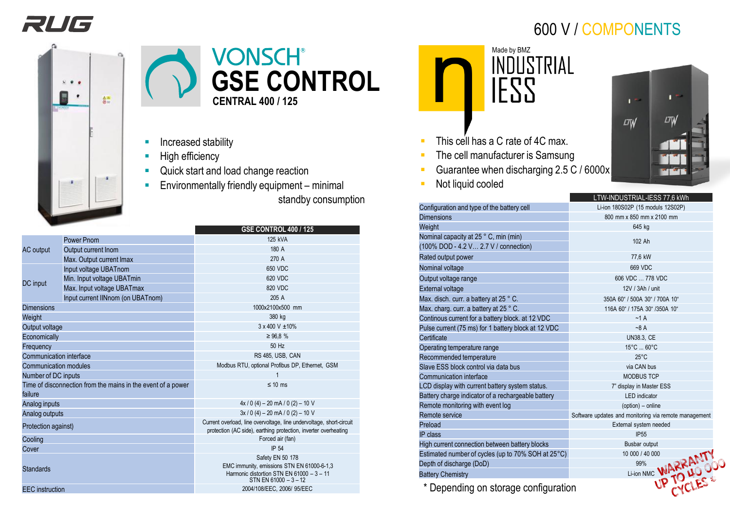RUG

# 600 V / COMPONENTS

## VONSCH®
## GSE CONTROL
### CENTRAL 400 / 125

- Increased stability
- High efficiency
- Quick start and load change reaction
- Environmentally friendly equipment – minimal standby consumption

| | | GSE CONTROL 400 / 125 |
|---|---|---|
| AC output | Power Pnom | 125 kVA |
| | Output current Inom | 180 A |
| | Max. Output current Imax | 270 A |
| DC input | Input voltage UBATnom | 650 VDC |
| | Min. Input voltage UBATmin | 620 VDC |
| | Max. Input voltage UBATmax | 820 VDC |
| | Input current IINnom (on UBATnom) | 205 A |
| Dimensions | | 1000x2100x500 mm |
| Weight | | 380 kg |
| Output voltage | | 3 x 400 V ±10% |
| Economically | | ≥ 96,8 % |
| Frequency | | 50 Hz |
| Communication interface | | RS 485, USB, CAN |
| Communication modules | | Modbus RTU, optional Profibus DP, Ethernet, GSM |
| Number of DC inputs | | 1 |
| Time of disconnection from the mains in the event of a power failure | | ≤ 10 ms |
| Analog inputs | | 4x / 0 (4) – 20 mA / 0 (2) – 10 V |
| Analog outputs | | 3x / 0 (4) – 20 mA / 0 (2) – 10 V |
| Protection against) | | Current overload, line overvoltage, line undervoltage, short-circuit protection (AC side), earthing protection, inverter overheating |
| Cooling | | Forced air (fan) |
| Cover | | IP 54 |
| Standards | | Safety EN 50 178<br>EMC immunity, emissions STN EN 61000-6-1,3<br>Harmonic distortion STN EN 61000 – 3 – 11<br>STN EN 61000 – 3 – 12 |
| EEC instruction | | 2004/108/EEC, 2006/ 95/EEC |

Made by BMZ

## INDUSTRIAL IESS

- This cell has a C rate of 4C max.
- The cell manufacturer is Samsung
- Guarantee when discharging 2.5 C / 6000x
- Not liquid cooled

| | LTW-INDUSTRIAL-IESS 77,6 kWh |
|---|---|
| Configuration and type of the battery cell | Li-ion 180S02P (15 moduls 12S02P) |
| Dimensions | 800 mm x 850 mm x 2100 mm |
| Weight | 645 kg |
| Nominal capacity at 25 ° C, min (min)<br>(100% DOD - 4.2 V… 2.7 V / connection) | 102 Ah |
| Rated output power | 77,6 kW |
| Nominal voltage | 669 VDC |
| Output voltage range | 606 VDC … 778 VDC |
| External voltage | 12V / 3Ah / unit |
| Max. disch. curr. a battery at 25 ° C. | 350A 60" / 500A 30" / 700A 10" |
| Max. charg. curr. a battery at 25 ° C. | 116A 60" / 175A 30" /350A 10" |
| Continous current for a battery block. at 12 VDC | ~1 A |
| Pulse current (75 ms) for 1 battery block at 12 VDC | ~8 A |
| Certificate | UN38.3, CE |
| Operating temperature range | 15°C … 60°C |
| Recommended temperature | 25°C |
| Slave ESS block control via data bus | via CAN bus |
| Communication interface | MODBUS TCP |
| LCD display with current battery system status. | 7" display in Master ESS |
| Battery charge indicator of a rechargeable battery | LED indicator |
| Remote monitoring with event log | (option) – online |
| Remote service | Software updates and monitoring via remote management |
| Preload | External system needed |
| IP class | IP55 |
| High current connection between battery blocks | Busbar output |
| Estimated number of cycles (up to 70% SOH at 25°C) | 10 000 / 40 000 |
| Depth of discharge (DoD) | 99% |
| Battery Chemistry | Li-ion NMC |

WARRANTY UP TO 40 000 CYCLES *

\* Depending on storage configuration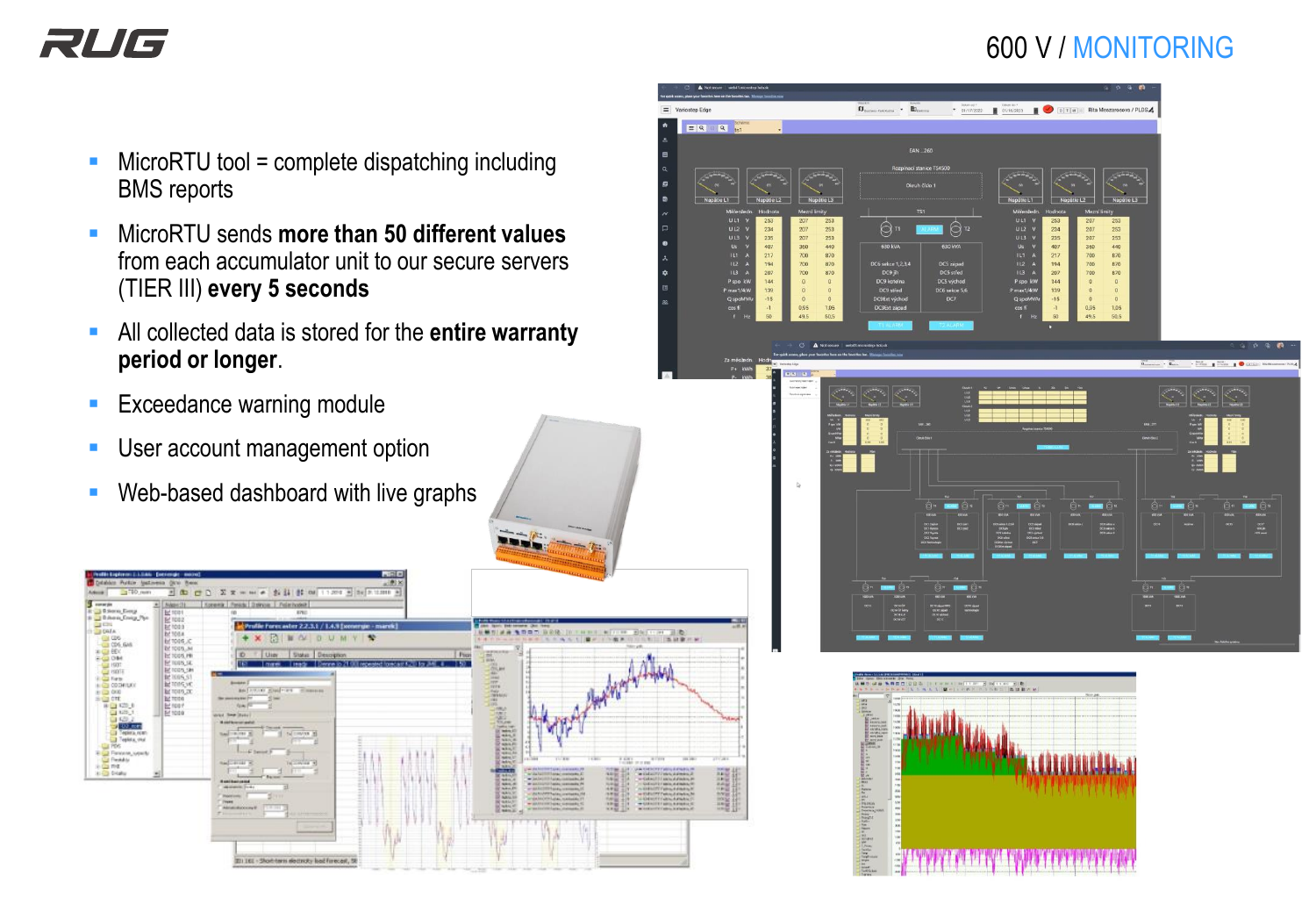# 600 V / MONITORING

- MicroRTU tool = complete dispatching including BMS reports
- MicroRTU sends **more than 50 different values** from each accumulator unit to our secure servers (TIER III) **every 5 seconds**
- All collected data is stored for the **entire warranty period or longer**.
- Exceedance warning module
- User account management option
- Web-based dashboard with live graphs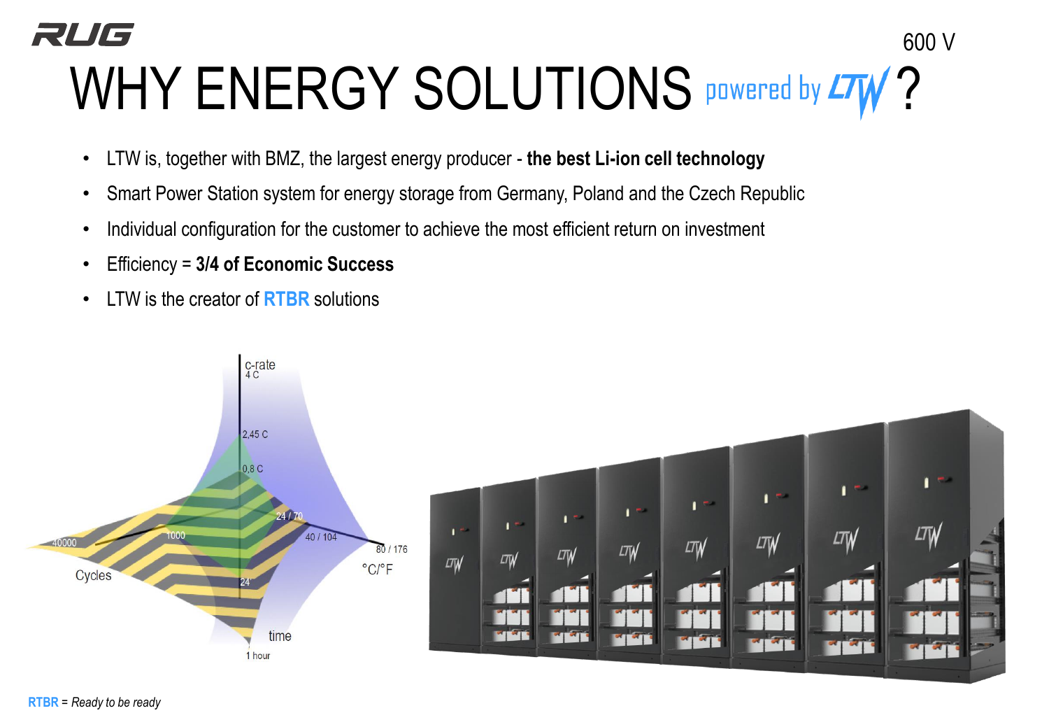RUG

600 V

# WHY ENERGY SOLUTIONS powered by LTW ?

- LTW is, together with BMZ, the largest energy producer - **the best Li-ion cell technology**
- Smart Power Station system for energy storage from Germany, Poland and the Czech Republic
- Individual configuration for the customer to achieve the most efficient return on investment
- Efficiency = **3/4 of Economic Success**
- LTW is the creator of **RTBR** solutions

**RTBR** = *Ready to be ready*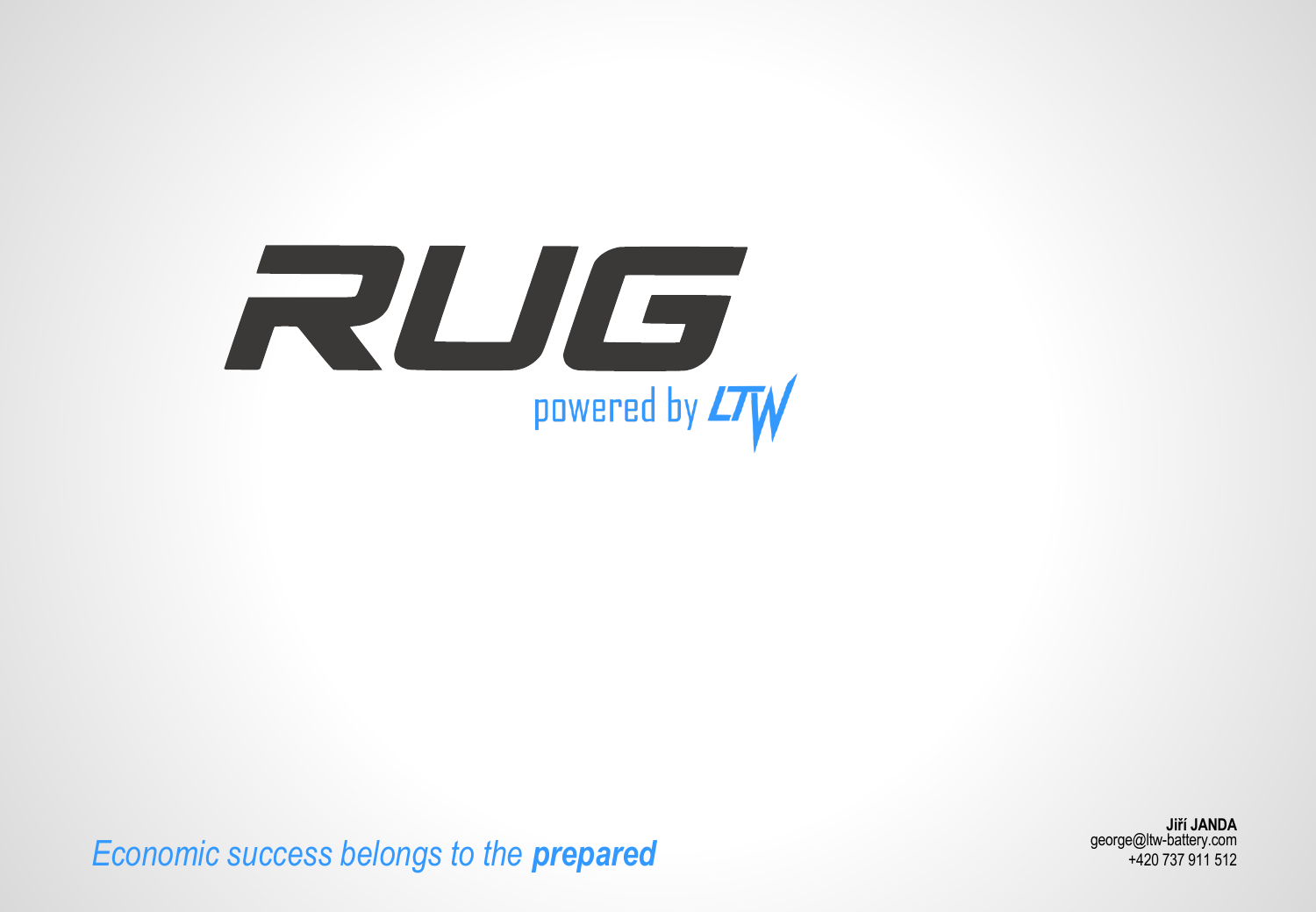# RUG

powered by LTW

*Economic success belongs to the* ***prepared***

**Jiří JANDA**
george@ltw-battery.com
+420 737 911 512